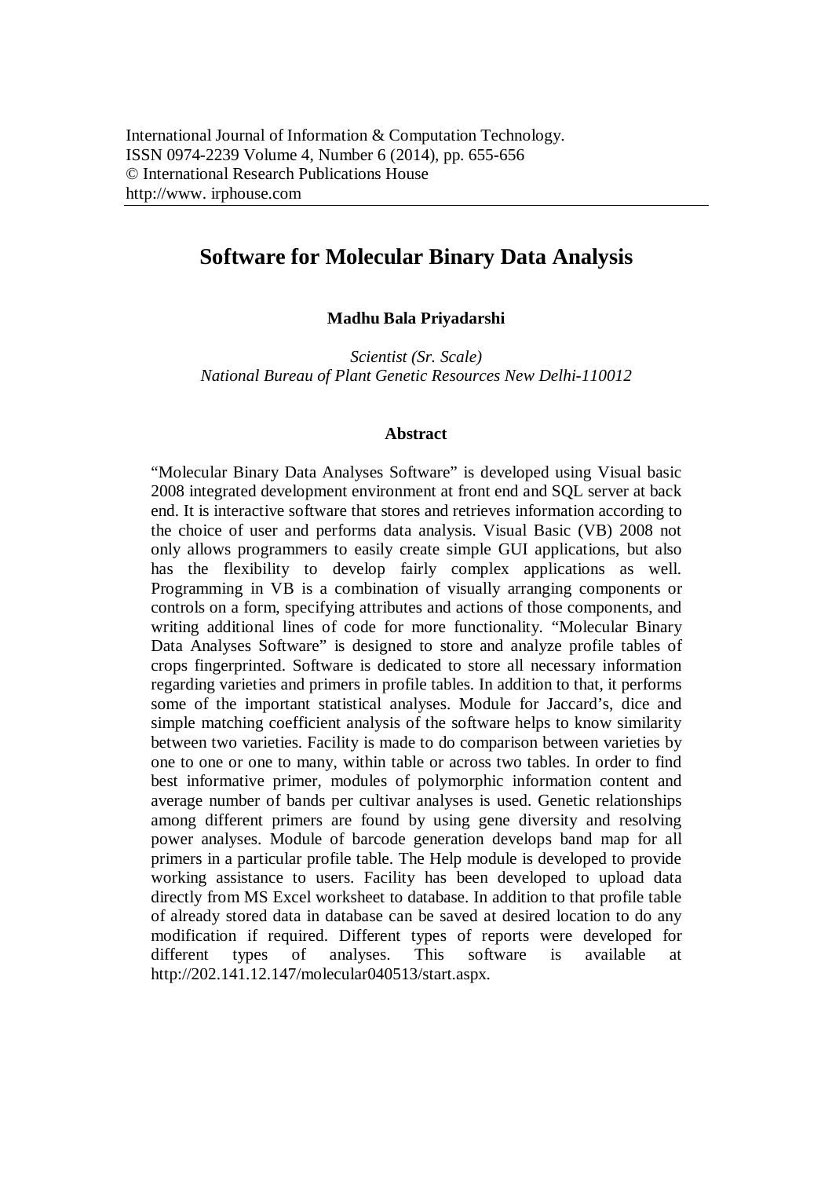# Software for Molecular Binary Data Analysis

**Madhu Bala Priyadarshi**

*Scientist (Sr. Scale)*
*National Bureau of Plant Genetic Resources New Delhi-110012*

### Abstract

"Molecular Binary Data Analyses Software" is developed using Visual basic 2008 integrated development environment at front end and SQL server at back end. It is interactive software that stores and retrieves information according to the choice of user and performs data analysis. Visual Basic (VB) 2008 not only allows programmers to easily create simple GUI applications, but also has the flexibility to develop fairly complex applications as well. Programming in VB is a combination of visually arranging components or controls on a form, specifying attributes and actions of those components, and writing additional lines of code for more functionality. "Molecular Binary Data Analyses Software" is designed to store and analyze profile tables of crops fingerprinted. Software is dedicated to store all necessary information regarding varieties and primers in profile tables. In addition to that, it performs some of the important statistical analyses. Module for Jaccard's, dice and simple matching coefficient analysis of the software helps to know similarity between two varieties. Facility is made to do comparison between varieties by one to one or one to many, within table or across two tables. In order to find best informative primer, modules of polymorphic information content and average number of bands per cultivar analyses is used. Genetic relationships among different primers are found by using gene diversity and resolving power analyses. Module of barcode generation develops band map for all primers in a particular profile table. The Help module is developed to provide working assistance to users. Facility has been developed to upload data directly from MS Excel worksheet to database. In addition to that profile table of already stored data in database can be saved at desired location to do any modification if required. Different types of reports were developed for different types of analyses. This software is available at http://202.141.12.147/molecular040513/start.aspx.